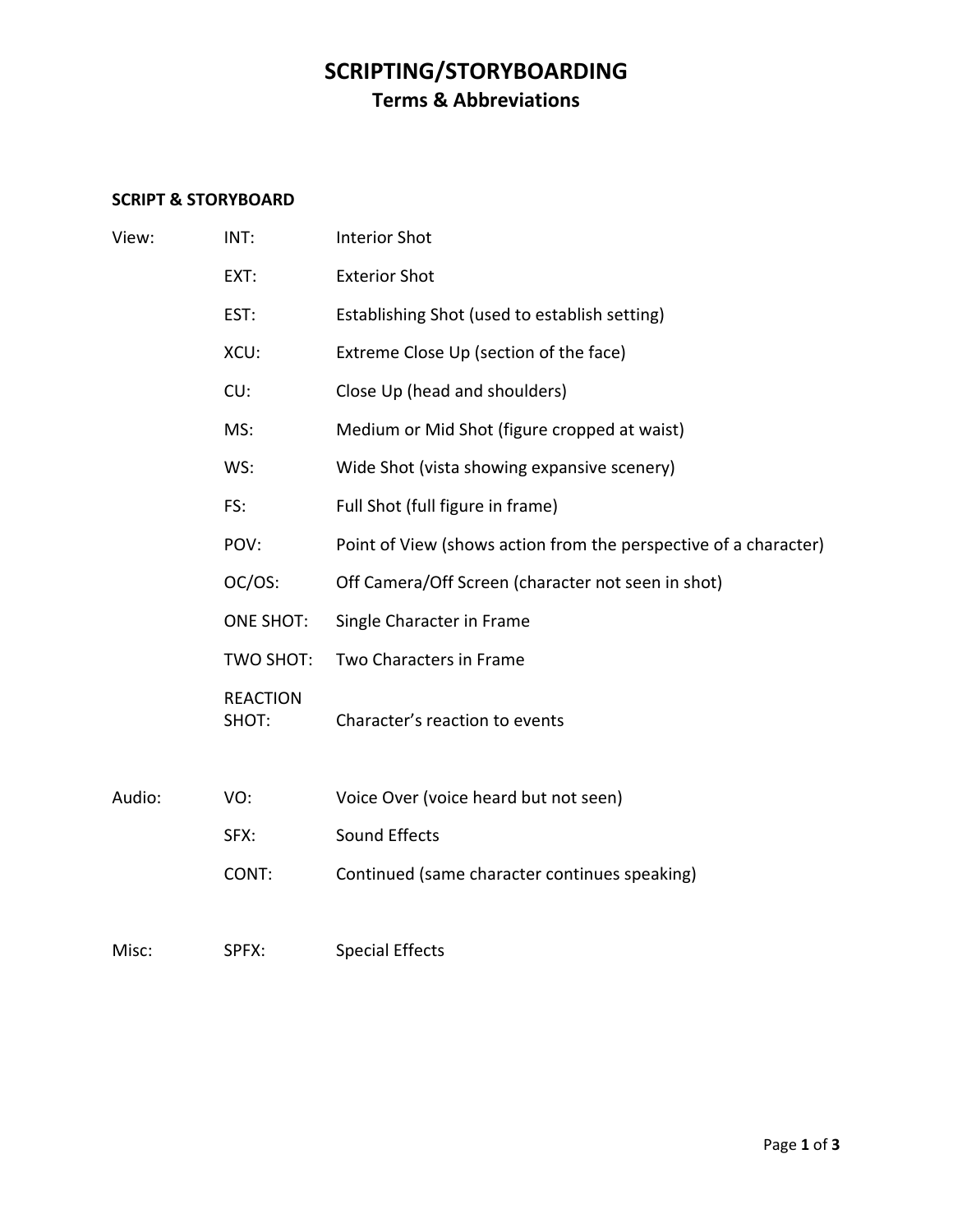# SCRIPTING/STORYBOARDING

## Terms & Abbreviations

### SCRIPT & STORYBOARD

| | | |
|---|---|---|
| View: | INT: | Interior Shot |
| | EXT: | Exterior Shot |
| | EST: | Establishing Shot (used to establish setting) |
| | XCU: | Extreme Close Up (section of the face) |
| | CU: | Close Up (head and shoulders) |
| | MS: | Medium or Mid Shot (figure cropped at waist) |
| | WS: | Wide Shot (vista showing expansive scenery) |
| | FS: | Full Shot (full figure in frame) |
| | POV: | Point of View (shows action from the perspective of a character) |
| | OC/OS: | Off Camera/Off Screen (character not seen in shot) |
| | ONE SHOT: | Single Character in Frame |
| | TWO SHOT: | Two Characters in Frame |
| | REACTION SHOT: | Character's reaction to events |
| Audio: | VO: | Voice Over (voice heard but not seen) |
| | SFX: | Sound Effects |
| | CONT: | Continued (same character continues speaking) |
| Misc: | SPFX: | Special Effects |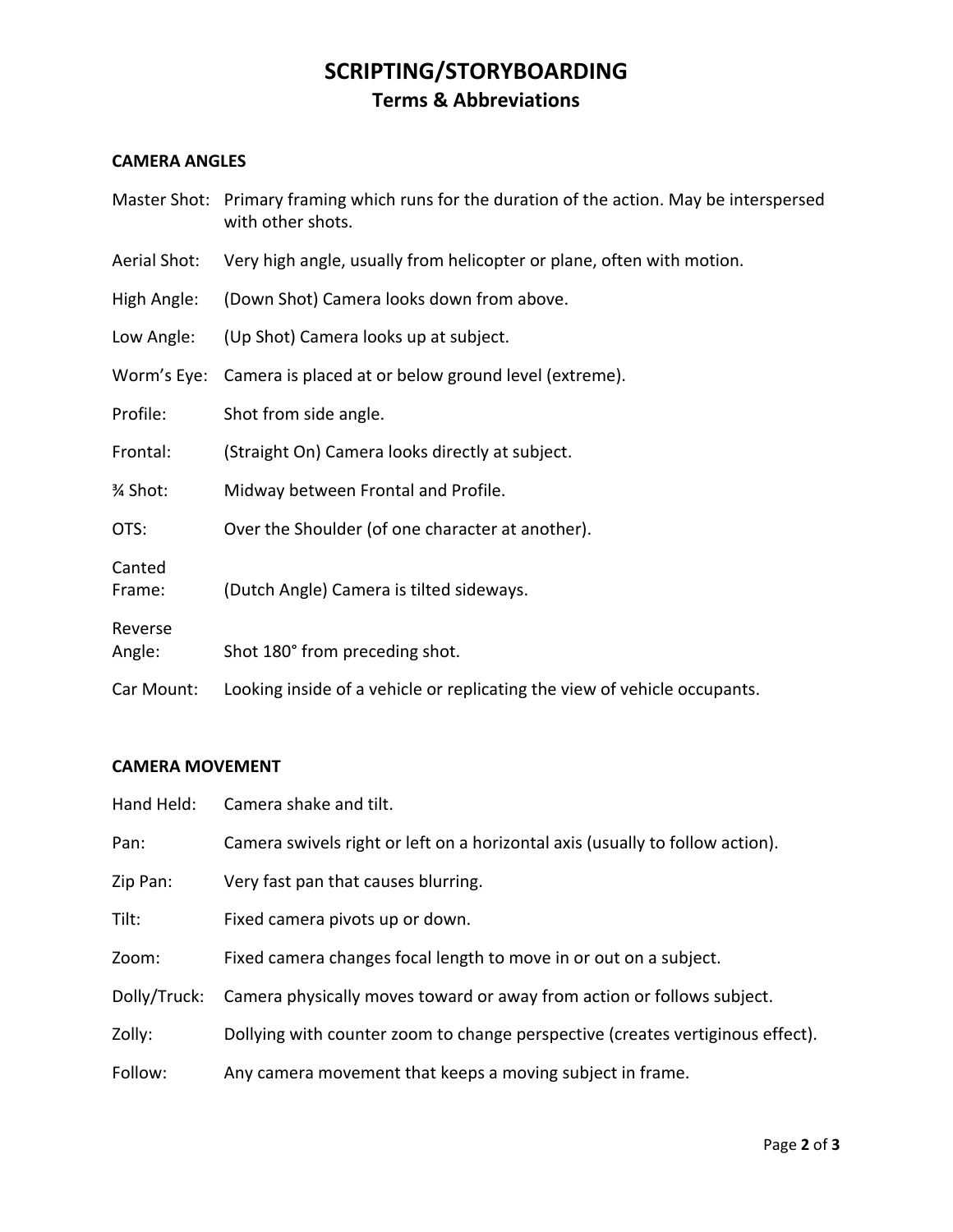# SCRIPTING/STORYBOARDING

## Terms & Abbreviations

### CAMERA ANGLES

| | |
|---|---|
| Master Shot: | Primary framing which runs for the duration of the action. May be interspersed with other shots. |
| Aerial Shot: | Very high angle, usually from helicopter or plane, often with motion. |
| High Angle: | (Down Shot) Camera looks down from above. |
| Low Angle: | (Up Shot) Camera looks up at subject. |
| Worm's Eye: | Camera is placed at or below ground level (extreme). |
| Profile: | Shot from side angle. |
| Frontal: | (Straight On) Camera looks directly at subject. |
| ¾ Shot: | Midway between Frontal and Profile. |
| OTS: | Over the Shoulder (of one character at another). |
| Canted Frame: | (Dutch Angle) Camera is tilted sideways. |
| Reverse Angle: | Shot 180° from preceding shot. |
| Car Mount: | Looking inside of a vehicle or replicating the view of vehicle occupants. |

### CAMERA MOVEMENT

| | |
|---|---|
| Hand Held: | Camera shake and tilt. |
| Pan: | Camera swivels right or left on a horizontal axis (usually to follow action). |
| Zip Pan: | Very fast pan that causes blurring. |
| Tilt: | Fixed camera pivots up or down. |
| Zoom: | Fixed camera changes focal length to move in or out on a subject. |
| Dolly/Truck: | Camera physically moves toward or away from action or follows subject. |
| Zolly: | Dollying with counter zoom to change perspective (creates vertiginous effect). |
| Follow: | Any camera movement that keeps a moving subject in frame. |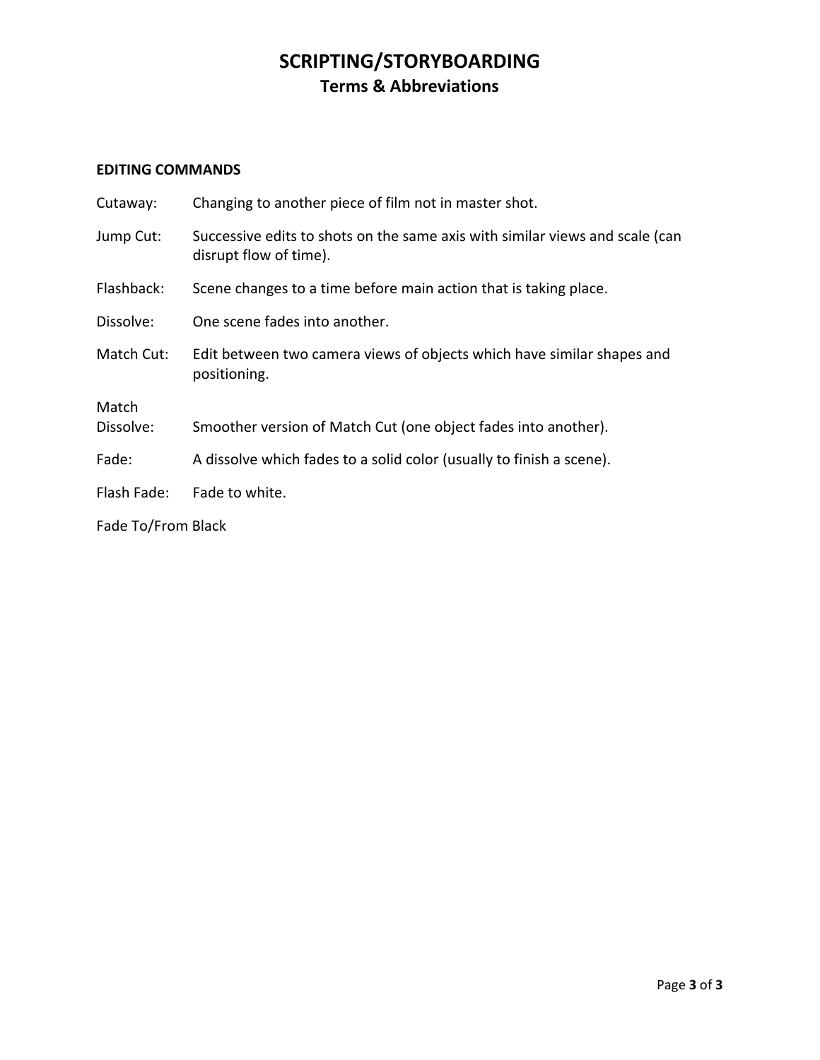# SCRIPTING/STORYBOARDING

## Terms & Abbreviations

**EDITING COMMANDS**

| | |
|---|---|
| Cutaway: | Changing to another piece of film not in master shot. |
| Jump Cut: | Successive edits to shots on the same axis with similar views and scale (can disrupt flow of time). |
| Flashback: | Scene changes to a time before main action that is taking place. |
| Dissolve: | One scene fades into another. |
| Match Cut: | Edit between two camera views of objects which have similar shapes and positioning. |
| Match Dissolve: | Smoother version of Match Cut (one object fades into another). |
| Fade: | A dissolve which fades to a solid color (usually to finish a scene). |
| Flash Fade: | Fade to white. |
| Fade To/From Black | |